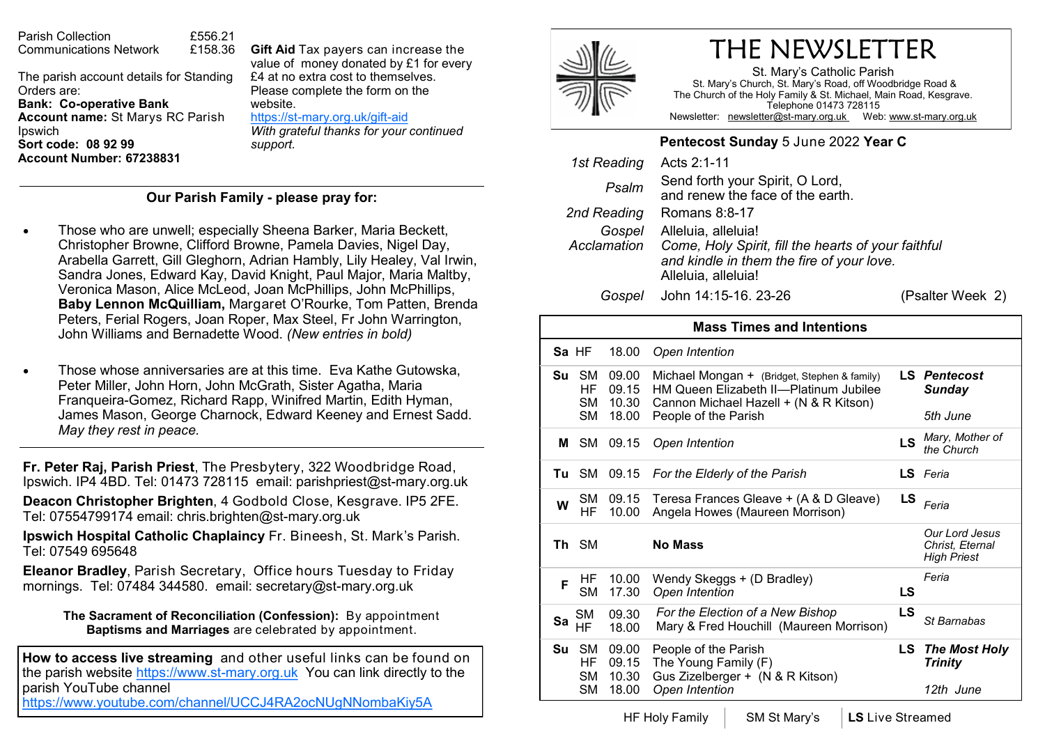# THE NEWSLETTER

St. Mary's Catholic Parish
St. Mary's Church, St. Mary's Road, off Woodbridge Road &
The Church of the Holy Family & St. Michael, Main Road, Kesgrave.
Telephone 01473 728115
Newsletter: newsletter@st-mary.org.uk Web: www.st-mary.org.uk

**Pentecost Sunday** 5 June 2022 **Year C**

| | |
|---|---|
| *1st Reading* | Acts 2:1-11 |
| *Psalm* | Send forth your Spirit, O Lord, and renew the face of the earth. |
| *2nd Reading* | Romans 8:8-17 |
| *Gospel Acclamation* | Alleluia, alleluia! *Come, Holy Spirit, fill the hearts of your faithful and kindle in them the fire of your love.* Alleluia, alleluia! |
| *Gospel* | John 14:15-16. 23-26 (Psalter Week 2) |

## Mass Times and Intentions

| Day | Church | Time | Intention | LS | Feast |
|---|---|---|---|---|---|
| **Sa** | HF | 18.00 | *Open Intention* | | |
| **Su** | SM | 09.00 | Michael Mongan + (Bridget, Stephen & family) | **LS** | ***Pentecost Sunday*** |
| | HF | 09.15 | HM Queen Elizabeth II—Platinum Jubilee | | |
| | SM | 10.30 | Cannon Michael Hazell + (N & R Kitson) | | |
| | SM | 18.00 | People of the Parish | | *5th June* |
| **M** | SM | 09.15 | *Open Intention* | **LS** | *Mary, Mother of the Church* |
| **Tu** | SM | 09.15 | *For the Elderly of the Parish* | **LS** | *Feria* |
| **W** | SM | 09.15 | Teresa Frances Gleave + (A & D Gleave) | **LS** | *Feria* |
| | HF | 10.00 | Angela Howes (Maureen Morrison) | | |
| **Th** | SM | | **No Mass** | | *Our Lord Jesus Christ, Eternal High Priest* |
| **F** | HF | 10.00 | Wendy Skeggs + (D Bradley) | | *Feria* |
| | SM | 17.30 | *Open Intention* | **LS** | |
| **Sa** | SM | 09.30 | *For the Election of a New Bishop* | **LS** | *St Barnabas* |
| | HF | 18.00 | Mary & Fred Houchill (Maureen Morrison) | | |
| **Su** | SM | 09.00 | People of the Parish | **LS** | ***The Most Holy Trinity*** |
| | HF | 09.15 | The Young Family (F) | | |
| | SM | 10.30 | Gus Zizelberger + (N & R Kitson) | | |
| | SM | 18.00 | *Open Intention* | | *12th June* |

HF Holy Family | SM St Mary's | **LS** Live Streamed

Parish Collection £556.21
Communications Network £158.36

The parish account details for Standing Orders are:
**Bank: Co-operative Bank**
**Account name:** St Marys RC Parish Ipswich
**Sort code: 08 92 99**
**Account Number: 67238831**

**Gift Aid** Tax payers can increase the value of money donated by £1 for every £4 at no extra cost to themselves. Please complete the form on the website.
https://st-mary.org.uk/gift-aid
*With grateful thanks for your continued support.*

## Our Parish Family - please pray for:

- Those who are unwell; especially Sheena Barker, Maria Beckett, Christopher Browne, Clifford Browne, Pamela Davies, Nigel Day, Arabella Garrett, Gill Gleghorn, Adrian Hambly, Lily Healey, Val Irwin, Sandra Jones, Edward Kay, David Knight, Paul Major, Maria Maltby, Veronica Mason, Alice McLeod, Joan McPhillips, John McPhillips, **Baby Lennon McQuilliam,** Margaret O'Rourke, Tom Patten, Brenda Peters, Ferial Rogers, Joan Roper, Max Steel, Fr John Warrington, John Williams and Bernadette Wood. *(New entries in bold)*
- Those whose anniversaries are at this time. Eva Kathe Gutowska, Peter Miller, John Horn, John McGrath, Sister Agatha, Maria Franqueira-Gomez, Richard Rapp, Winifred Martin, Edith Hyman, James Mason, George Charnock, Edward Keeney and Ernest Sadd. *May they rest in peace.*

**Fr. Peter Raj, Parish Priest**, The Presbytery, 322 Woodbridge Road, Ipswich. IP4 4BD. Tel: 01473 728115 email: parishpriest@st-mary.org.uk

**Deacon Christopher Brighten**, 4 Godbold Close, Kesgrave. IP5 2FE. Tel: 07554799174 email: chris.brighten@st-mary.org.uk

**Ipswich Hospital Catholic Chaplaincy** Fr. Bineesh, St. Mark's Parish. Tel: 07549 695648

**Eleanor Bradley**, Parish Secretary, Office hours Tuesday to Friday mornings. Tel: 07484 344580. email: secretary@st-mary.org.uk

**The Sacrament of Reconciliation (Confession):** By appointment
**Baptisms and Marriages** are celebrated by appointment.

**How to access live streaming** and other useful links can be found on the parish website https://www.st-mary.org.uk You can link directly to the parish YouTube channel https://www.youtube.com/channel/UCCJ4RA2ocNUgNNombaKiy5A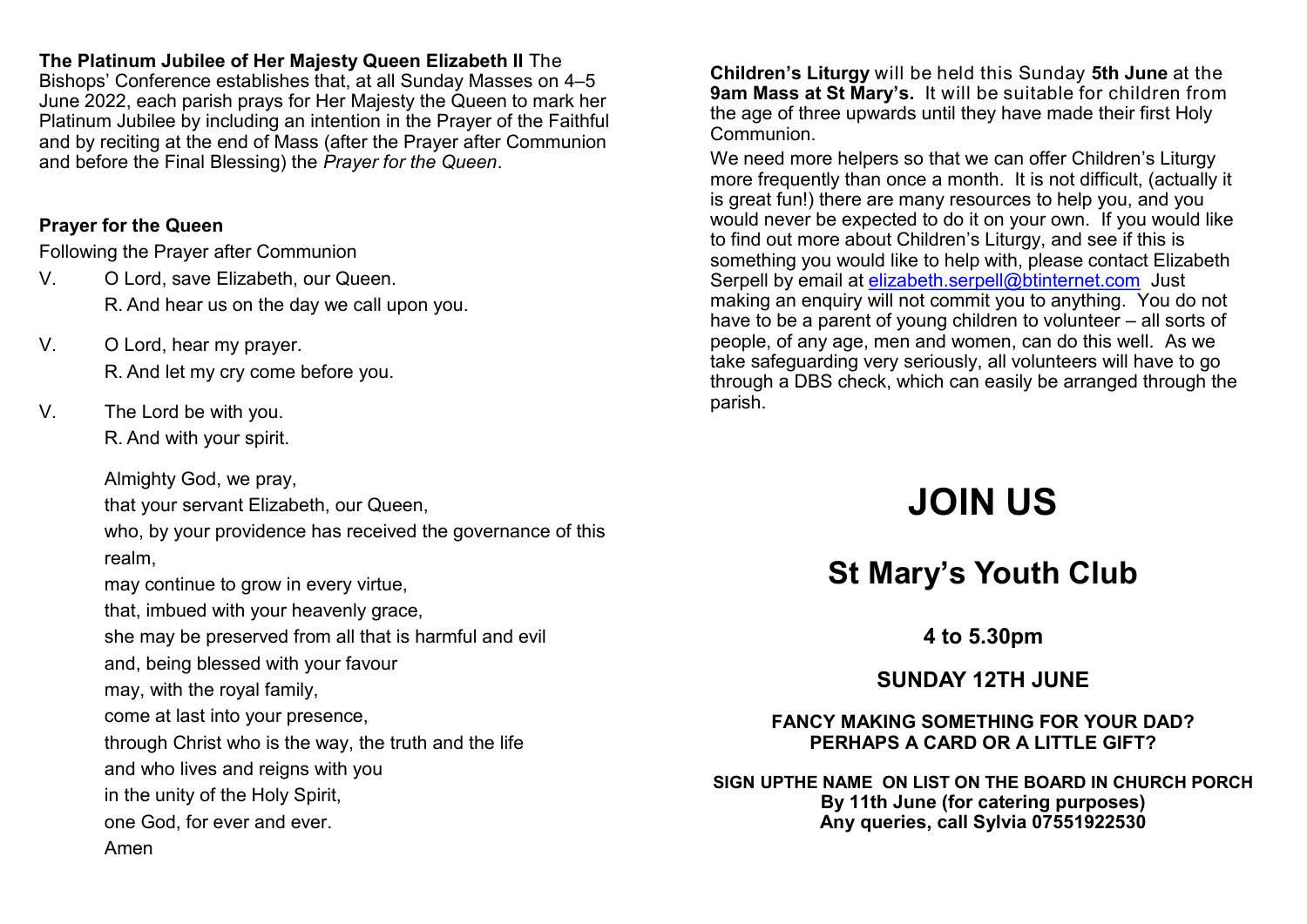**The Platinum Jubilee of Her Majesty Queen Elizabeth II** The Bishops' Conference establishes that, at all Sunday Masses on 4–5 June 2022, each parish prays for Her Majesty the Queen to mark her Platinum Jubilee by including an intention in the Prayer of the Faithful and by reciting at the end of Mass (after the Prayer after Communion and before the Final Blessing) the *Prayer for the Queen*.

**Prayer for the Queen**

Following the Prayer after Communion

V. O Lord, save Elizabeth, our Queen.
R. And hear us on the day we call upon you.

V. O Lord, hear my prayer.
R. And let my cry come before you.

V. The Lord be with you.
R. And with your spirit.

Almighty God, we pray,
that your servant Elizabeth, our Queen,
who, by your providence has received the governance of this realm,
may continue to grow in every virtue,
that, imbued with your heavenly grace,
she may be preserved from all that is harmful and evil
and, being blessed with your favour
may, with the royal family,
come at last into your presence,
through Christ who is the way, the truth and the life
and who lives and reigns with you
in the unity of the Holy Spirit,
one God, for ever and ever.
Amen

**Children's Liturgy** will be held this Sunday **5th June** at the **9am Mass at St Mary's.** It will be suitable for children from the age of three upwards until they have made their first Holy Communion.

We need more helpers so that we can offer Children's Liturgy more frequently than once a month. It is not difficult, (actually it is great fun!) there are many resources to help you, and you would never be expected to do it on your own. If you would like to find out more about Children's Liturgy, and see if this is something you would like to help with, please contact Elizabeth Serpell by email at elizabeth.serpell@btinternet.com Just making an enquiry will not commit you to anything. You do not have to be a parent of young children to volunteer – all sorts of people, of any age, men and women, can do this well. As we take safeguarding very seriously, all volunteers will have to go through a DBS check, which can easily be arranged through the parish.

# JOIN US

## St Mary's Youth Club

### 4 to 5.30pm

### SUNDAY 12TH JUNE

**FANCY MAKING SOMETHING FOR YOUR DAD? PERHAPS A CARD OR A LITTLE GIFT?**

**SIGN UPTHE NAME ON LIST ON THE BOARD IN CHURCH PORCH**
**By 11th June (for catering purposes)**
**Any queries, call Sylvia 07551922530**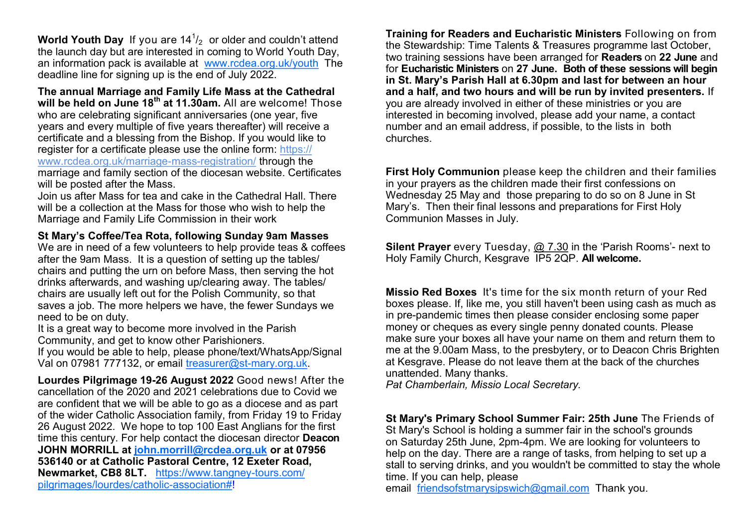**World Youth Day** If you are $14^1/_2$ or older and couldn't attend the launch day but are interested in coming to World Youth Day, an information pack is available at www.rcdea.org.uk/youth The deadline line for signing up is the end of July 2022.

**The annual Marriage and Family Life Mass at the Cathedral will be held on June 18th at 11.30am.** All are welcome! Those who are celebrating significant anniversaries (one year, five years and every multiple of five years thereafter) will receive a certificate and a blessing from the Bishop. If you would like to register for a certificate please use the online form: https://www.rcdea.org.uk/marriage-mass-registration/ through the marriage and family section of the diocesan website. Certificates will be posted after the Mass.
Join us after Mass for tea and cake in the Cathedral Hall. There will be a collection at the Mass for those who wish to help the Marriage and Family Life Commission in their work

**St Mary's Coffee/Tea Rota, following Sunday 9am Masses**
We are in need of a few volunteers to help provide teas & coffees after the 9am Mass. It is a question of setting up the tables/ chairs and putting the urn on before Mass, then serving the hot drinks afterwards, and washing up/clearing away. The tables/ chairs are usually left out for the Polish Community, so that saves a job. The more helpers we have, the fewer Sundays we need to be on duty.
It is a great way to become more involved in the Parish Community, and get to know other Parishioners.
If you would be able to help, please phone/text/WhatsApp/Signal Val on 07981 777132, or email treasurer@st-mary.org.uk.

**Lourdes Pilgrimage 19-26 August 2022** Good news! After the cancellation of the 2020 and 2021 celebrations due to Covid we are confident that we will be able to go as a diocese and as part of the wider Catholic Association family, from Friday 19 to Friday 26 August 2022. We hope to top 100 East Anglians for the first time this century. For help contact the diocesan director **Deacon JOHN MORRILL at john.morrill@rcdea.org.uk or at 07956 536140 or at Catholic Pastoral Centre, 12 Exeter Road, Newmarket, CB8 8LT.** https://www.tangney-tours.com/pilgrimages/lourdes/catholic-association#!

**Training for Readers and Eucharistic Ministers** Following on from the Stewardship: Time Talents & Treasures programme last October, two training sessions have been arranged for **Readers** on **22 June** and for **Eucharistic Ministers** on **27 June. Both of these sessions will begin in St. Mary's Parish Hall at 6.30pm and last for between an hour and a half, and two hours and will be run by invited presenters.** If you are already involved in either of these ministries or you are interested in becoming involved, please add your name, a contact number and an email address, if possible, to the lists in both churches.

**First Holy Communion** please keep the children and their families in your prayers as the children made their first confessions on Wednesday 25 May and those preparing to do so on 8 June in St Mary's. Then their final lessons and preparations for First Holy Communion Masses in July.

**Silent Prayer** every Tuesday, @ 7.30 in the 'Parish Rooms'- next to Holy Family Church, Kesgrave IP5 2QP. **All welcome.**

**Missio Red Boxes** It's time for the six month return of your Red boxes please. If, like me, you still haven't been using cash as much as in pre-pandemic times then please consider enclosing some paper money or cheques as every single penny donated counts. Please make sure your boxes all have your name on them and return them to me at the 9.00am Mass, to the presbytery, or to Deacon Chris Brighten at Kesgrave. Please do not leave them at the back of the churches unattended. Many thanks.
*Pat Chamberlain, Missio Local Secretary.*

**St Mary's Primary School Summer Fair: 25th June** The Friends of St Mary's School is holding a summer fair in the school's grounds on Saturday 25th June, 2pm-4pm. We are looking for volunteers to help on the day. There are a range of tasks, from helping to set up a stall to serving drinks, and you wouldn't be committed to stay the whole time. If you can help, please email friendsofstmarysipswich@gmail.com Thank you.